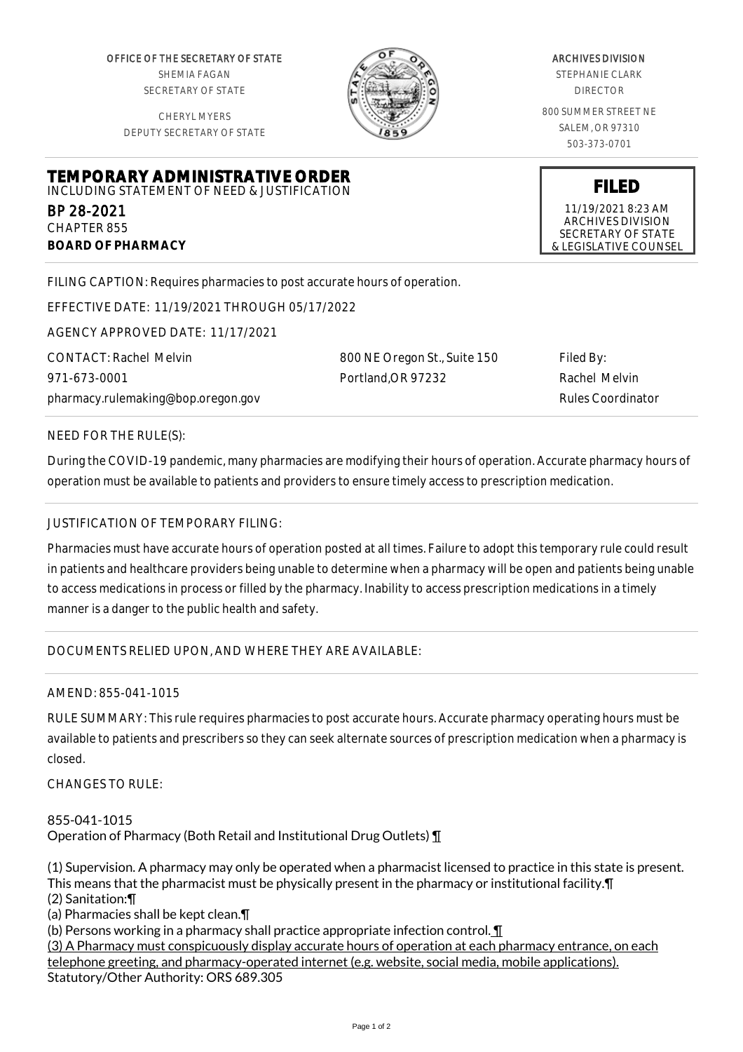OFFICE OF THE SECRETARY OF STATE
SHEMIA FAGAN
SECRETARY OF STATE

CHERYL MYERS
DEPUTY SECRETARY OF STATE

ARCHIVES DIVISION
STEPHANIE CLARK
DIRECTOR

800 SUMMER STREET NE
SALEM, OR 97310
503-373-0701

# TEMPORARY ADMINISTRATIVE ORDER

INCLUDING STATEMENT OF NEED & JUSTIFICATION

BP 28-2021
CHAPTER 855
**BOARD OF PHARMACY**

**FILED**
11/19/2021 8:23 AM
ARCHIVES DIVISION
SECRETARY OF STATE
& LEGISLATIVE COUNSEL

FILING CAPTION: Requires pharmacies to post accurate hours of operation.

EFFECTIVE DATE: 11/19/2021 THROUGH 05/17/2022

AGENCY APPROVED DATE: 11/17/2021

CONTACT: Rachel Melvin
971-673-0001
pharmacy.rulemaking@bop.oregon.gov

800 NE Oregon St., Suite 150
Portland,OR 97232

Filed By:
Rachel Melvin
Rules Coordinator

NEED FOR THE RULE(S):

During the COVID-19 pandemic, many pharmacies are modifying their hours of operation. Accurate pharmacy hours of operation must be available to patients and providers to ensure timely access to prescription medication.

JUSTIFICATION OF TEMPORARY FILING:

Pharmacies must have accurate hours of operation posted at all times. Failure to adopt this temporary rule could result in patients and healthcare providers being unable to determine when a pharmacy will be open and patients being unable to access medications in process or filled by the pharmacy. Inability to access prescription medications in a timely manner is a danger to the public health and safety.

DOCUMENTS RELIED UPON, AND WHERE THEY ARE AVAILABLE:

AMEND: 855-041-1015

RULE SUMMARY: This rule requires pharmacies to post accurate hours. Accurate pharmacy operating hours must be available to patients and prescribers so they can seek alternate sources of prescription medication when a pharmacy is closed.

CHANGES TO RULE:

855-041-1015
Operation of Pharmacy (Both Retail and Institutional Drug Outlets) ¶

(1) Supervision. A pharmacy may only be operated when a pharmacist licensed to practice in this state is present. This means that the pharmacist must be physically present in the pharmacy or institutional facility.¶
(2) Sanitation:¶
(a) Pharmacies shall be kept clean.¶
(b) Persons working in a pharmacy shall practice appropriate infection control. ¶
(3) A Pharmacy must conspicuously display accurate hours of operation at each pharmacy entrance, on each telephone greeting, and pharmacy-operated internet (e.g. website, social media, mobile applications).
Statutory/Other Authority: ORS 689.305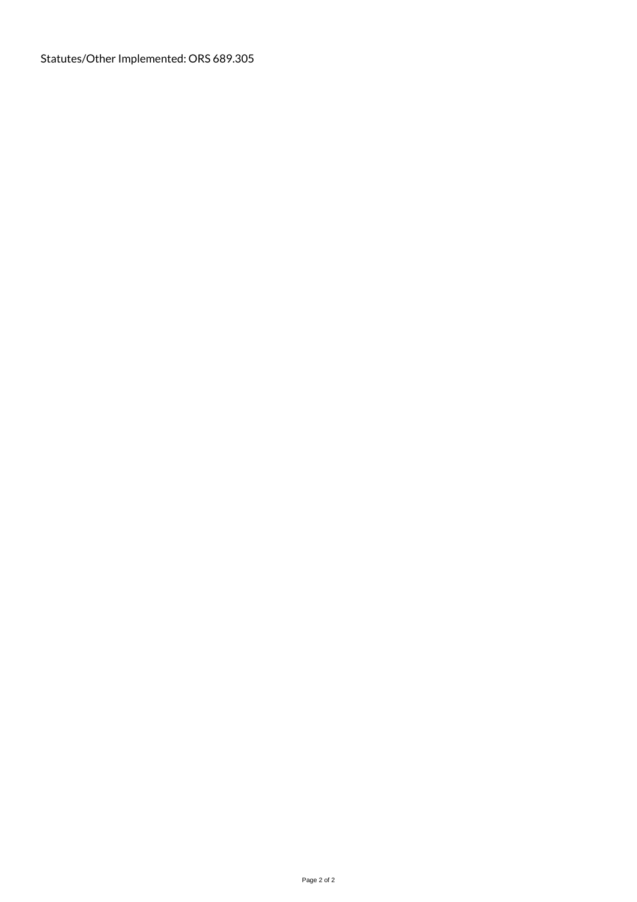Statutes/Other Implemented: ORS 689.305